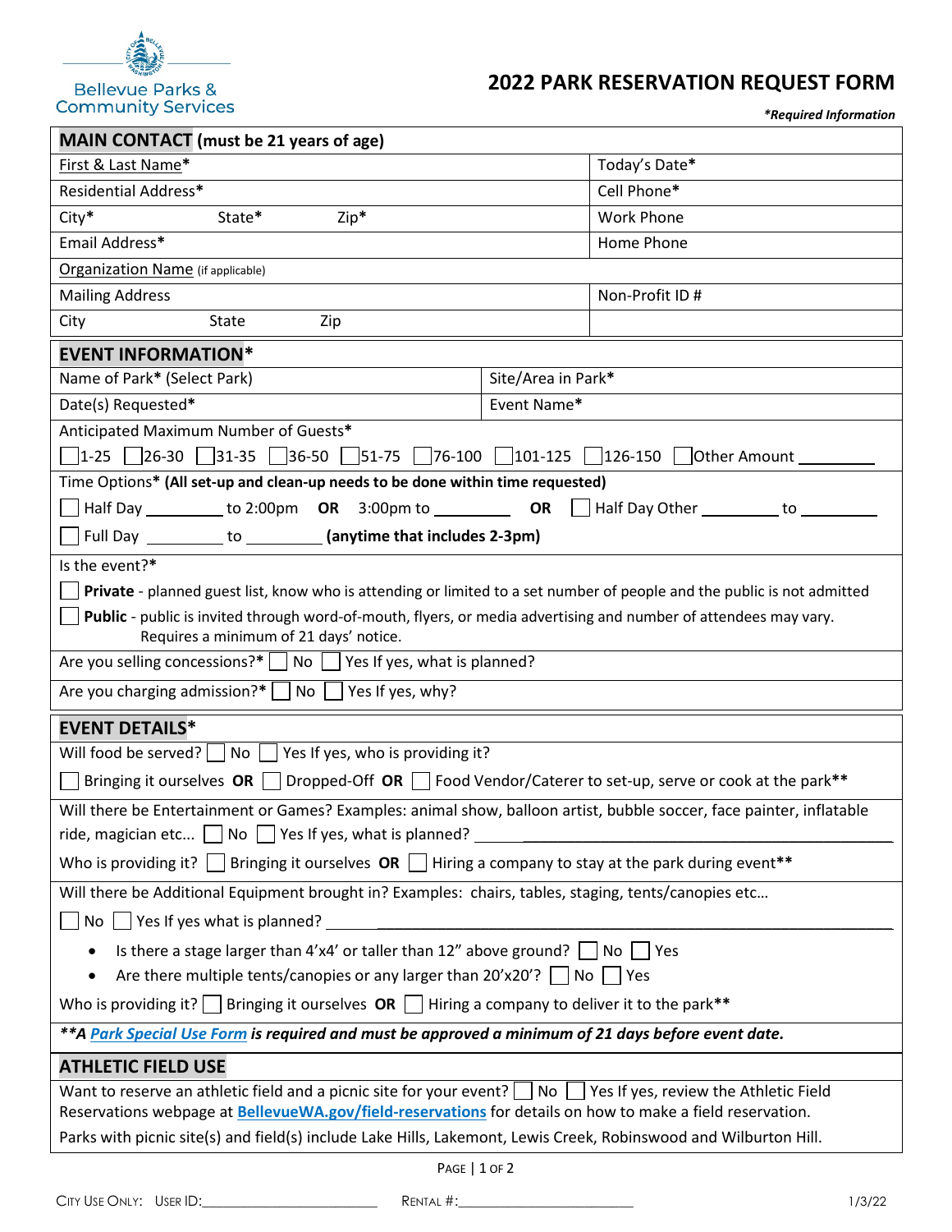Bellevue Parks & Community Services

# 2022 PARK RESERVATION REQUEST FORM

*\*Required Information*

## MAIN CONTACT (must be 21 years of age)

| | |
|---|---|
| First & Last Name* | Today's Date* |
| Residential Address* | Cell Phone* |
| City* State* Zip* | Work Phone |
| Email Address* | Home Phone |
| Organization Name (if applicable) | |
| Mailing Address | Non-Profit ID # |
| City State Zip | |

## EVENT INFORMATION*

| | |
|---|---|
| Name of Park* (Select Park) | Site/Area in Park* |
| Date(s) Requested* | Event Name* |

Anticipated Maximum Number of Guests*

☐ 1-25 ☐ 26-30 ☐ 31-35 ☐ 36-50 ☐ 51-75 ☐ 76-100 ☐ 101-125 ☐ 126-150 ☐ Other Amount _________

Time Options* **(All set-up and clean-up needs to be done within time requested)**

☐ Half Day _________ to 2:00pm **OR** 3:00pm to _________ **OR** ☐ Half Day Other _________ to _________

☐ Full Day _________ to _________ **(anytime that includes 2-3pm)**

Is the event?*

☐ **Private** - planned guest list, know who is attending or limited to a set number of people and the public is not admitted

☐ **Public** - public is invited through word-of-mouth, flyers, or media advertising and number of attendees may vary. Requires a minimum of 21 days' notice.

Are you selling concessions?* ☐ No ☐ Yes If yes, what is planned?

Are you charging admission?* ☐ No ☐ Yes If yes, why?

## EVENT DETAILS*

Will food be served? ☐ No ☐ Yes If yes, who is providing it?

☐ Bringing it ourselves **OR** ☐ Dropped-Off **OR** ☐ Food Vendor/Caterer to set-up, serve or cook at the park**

Will there be Entertainment or Games? Examples: animal show, balloon artist, bubble soccer, face painter, inflatable ride, magician etc... ☐ No ☐ Yes If yes, what is planned? _______________________________

Who is providing it? ☐ Bringing it ourselves **OR** ☐ Hiring a company to stay at the park during event**

Will there be Additional Equipment brought in? Examples: chairs, tables, staging, tents/canopies etc...

☐ No ☐ Yes If yes what is planned? _______________________________

- Is there a stage larger than 4'x4' or taller than 12" above ground? ☐ No ☐ Yes
- Are there multiple tents/canopies or any larger than 20'x20'? ☐ No ☐ Yes

Who is providing it? ☐ Bringing it ourselves **OR** ☐ Hiring a company to deliver it to the park**

***\*\*A Park Special Use Form is required and must be approved a minimum of 21 days before event date.***

## ATHLETIC FIELD USE

Want to reserve an athletic field and a picnic site for your event? ☐ No ☐ Yes If yes, review the Athletic Field Reservations webpage at **BellevueWA.gov/field-reservations** for details on how to make a field reservation.

Parks with picnic site(s) and field(s) include Lake Hills, Lakemont, Lewis Creek, Robinswood and Wilburton Hill.

CITY USE ONLY: USER ID:_______________________ RENTAL #:_______________________ 1/3/22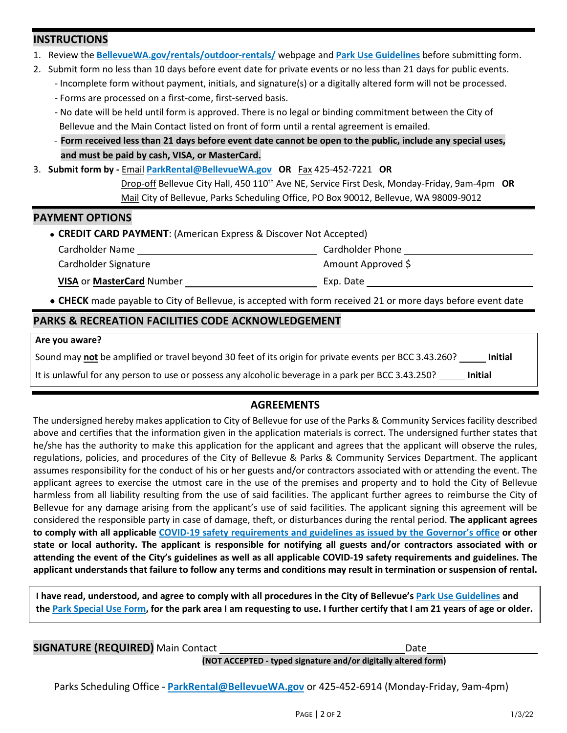## INSTRUCTIONS

1. Review the **BellevueWA.gov/rentals/outdoor-rentals/** webpage and **Park Use Guidelines** before submitting form.
2. Submit form no less than 10 days before event date for private events or no less than 21 days for public events.
   - Incomplete form without payment, initials, and signature(s) or a digitally altered form will not be processed.
   - Forms are processed on a first-come, first-served basis.
   - No date will be held until form is approved. There is no legal or binding commitment between the City of Bellevue and the Main Contact listed on front of form until a rental agreement is emailed.
   - **Form received less than 21 days before event date cannot be open to the public, include any special uses, and must be paid by cash, VISA, or MasterCard.**
3. **Submit form by -** Email **ParkRental@BellevueWA.gov** **OR** Fax 425-452-7221 **OR**
   Drop-off Bellevue City Hall, 450 110th Ave NE, Service First Desk, Monday-Friday, 9am-4pm **OR**
   Mail City of Bellevue, Parks Scheduling Office, PO Box 90012, Bellevue, WA 98009-9012

## PAYMENT OPTIONS

- **CREDIT CARD PAYMENT**: (American Express & Discover Not Accepted)

  Cardholder Name ______________________ Cardholder Phone ______________________

  Cardholder Signature ______________________ Amount Approved $ ______________________

  **VISA** or **MasterCard** Number ______________________ Exp. Date ______________________

- **CHECK** made payable to City of Bellevue, is accepted with form received 21 or more days before event date

## PARKS & RECREATION FACILITIES CODE ACKNOWLEDGEMENT

**Are you aware?**

Sound may **not** be amplified or travel beyond 30 feet of its origin for private events per BCC 3.43.260? _____ **Initial**

It is unlawful for any person to use or possess any alcoholic beverage in a park per BCC 3.43.250? _____ **Initial**

## AGREEMENTS

The undersigned hereby makes application to City of Bellevue for use of the Parks & Community Services facility described above and certifies that the information given in the application materials is correct. The undersigned further states that he/she has the authority to make this application for the applicant and agrees that the applicant will observe the rules, regulations, policies, and procedures of the City of Bellevue & Parks & Community Services Department. The applicant assumes responsibility for the conduct of his or her guests and/or contractors associated with or attending the event. The applicant agrees to exercise the utmost care in the use of the premises and property and to hold the City of Bellevue harmless from all liability resulting from the use of said facilities. The applicant further agrees to reimburse the City of Bellevue for any damage arising from the applicant's use of said facilities. The applicant signing this agreement will be considered the responsible party in case of damage, theft, or disturbances during the rental period. **The applicant agrees to comply with all applicable COVID-19 safety requirements and guidelines as issued by the Governor's office or other state or local authority. The applicant is responsible for notifying all guests and/or contractors associated with or attending the event of the City's guidelines as well as all applicable COVID-19 safety requirements and guidelines. The applicant understands that failure to follow any terms and conditions may result in termination or suspension of rental.**

**I have read, understood, and agree to comply with all procedures in the City of Bellevue's Park Use Guidelines and the Park Special Use Form, for the park area I am requesting to use. I further certify that I am 21 years of age or older.**

**SIGNATURE (REQUIRED)** Main Contact ______________________ Date ______________________

**(NOT ACCEPTED - typed signature and/or digitally altered form)**

Parks Scheduling Office - **ParkRental@BellevueWA.gov** or 425-452-6914 (Monday-Friday, 9am-4pm)

1/3/22